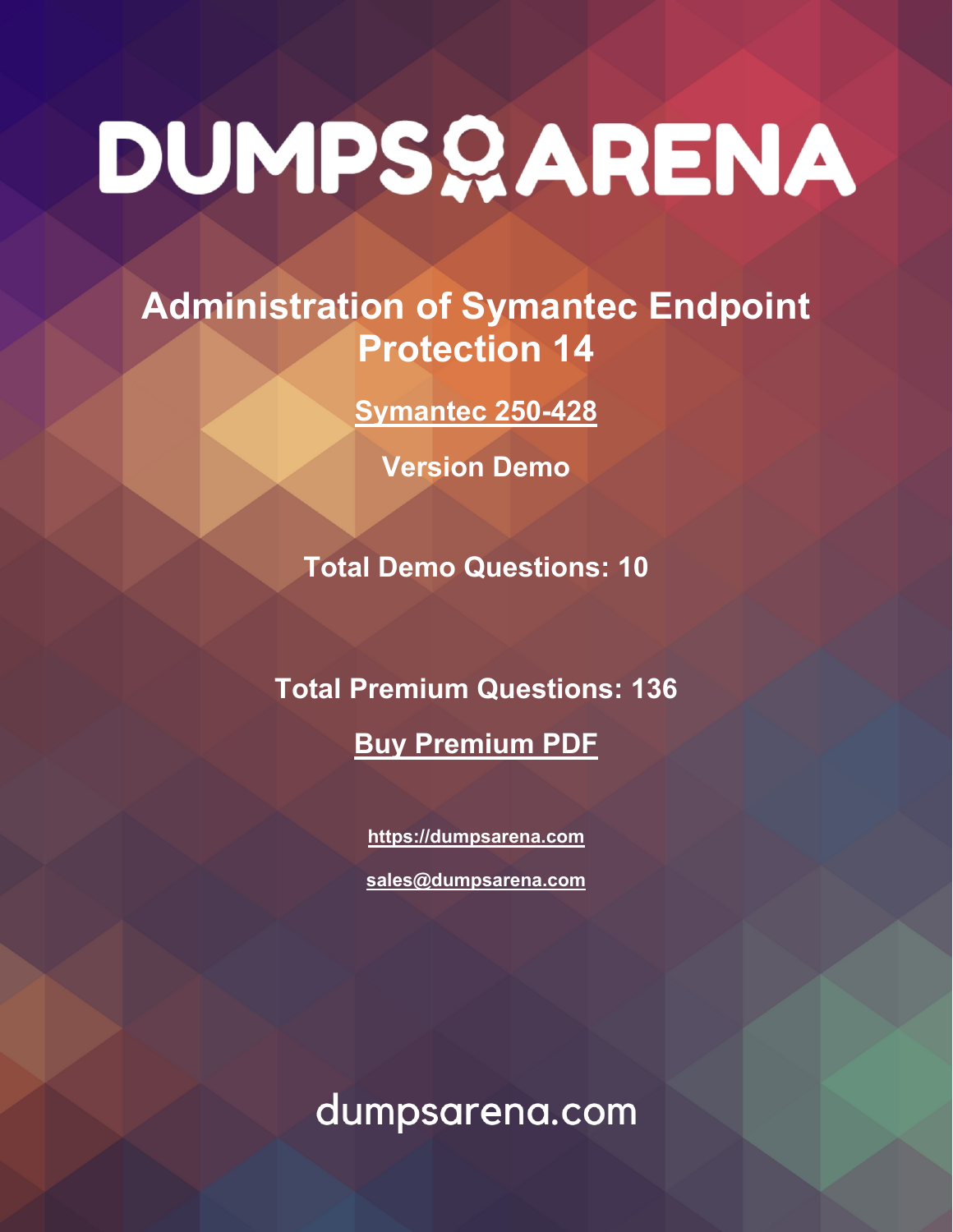# DUMPS ARENA

## Administration of Symantec Endpoint Protection 14

**Symantec 250-428**

**Version Demo**

**Total Demo Questions: 10**

**Total Premium Questions: 136**

**Buy Premium PDF**

https://dumpsarena.com

sales@dumpsarena.com

dumpsarena.com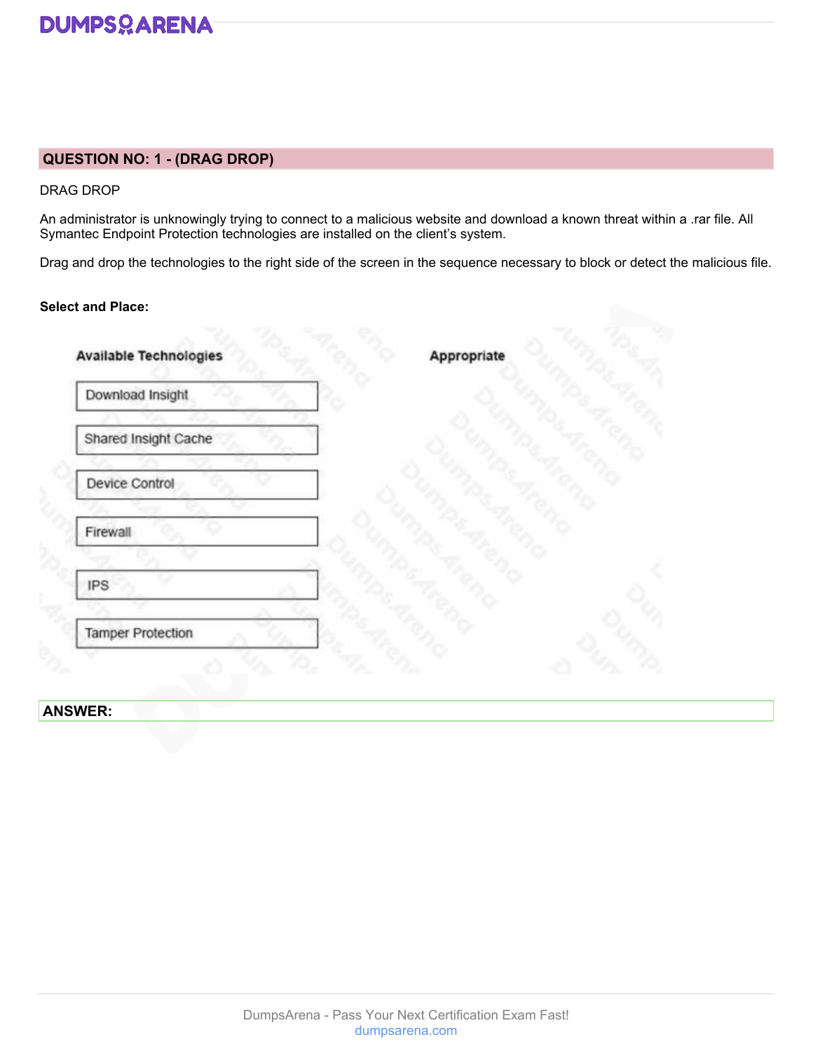## QUESTION NO: 1 - (DRAG DROP)

DRAG DROP

An administrator is unknowingly trying to connect to a malicious website and download a known threat within a .rar file. All Symantec Endpoint Protection technologies are installed on the client's system.

Drag and drop the technologies to the right side of the screen in the sequence necessary to block or detect the malicious file.

**Select and Place:**

| Available Technologies | Appropriate |
| --- | --- |
| Download Insight | |
| Shared Insight Cache | |
| Device Control | |
| Firewall | |
| IPS | |
| Tamper Protection | |

**ANSWER:**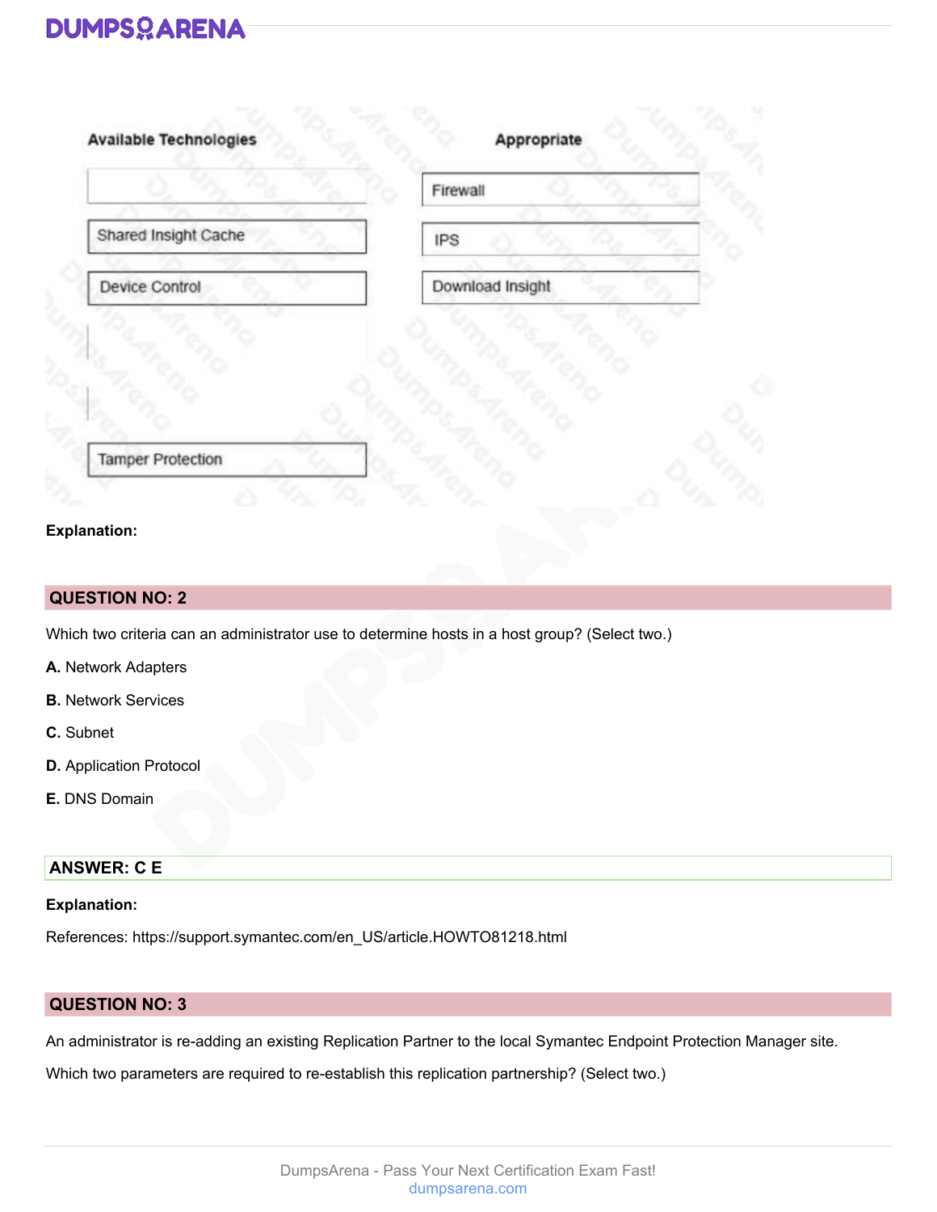| Available Technologies | Appropriate |
| --- | --- |
| | Firewall |
| Shared Insight Cache | IPS |
| Device Control | Download Insight |
| Tamper Protection | |

**Explanation:**

## QUESTION NO: 2

Which two criteria can an administrator use to determine hosts in a host group? (Select two.)

**A.** Network Adapters

**B.** Network Services

**C.** Subnet

**D.** Application Protocol

**E.** DNS Domain

**ANSWER: C E**

**Explanation:**

References: https://support.symantec.com/en_US/article.HOWTO81218.html

## QUESTION NO: 3

An administrator is re-adding an existing Replication Partner to the local Symantec Endpoint Protection Manager site.

Which two parameters are required to re-establish this replication partnership? (Select two.)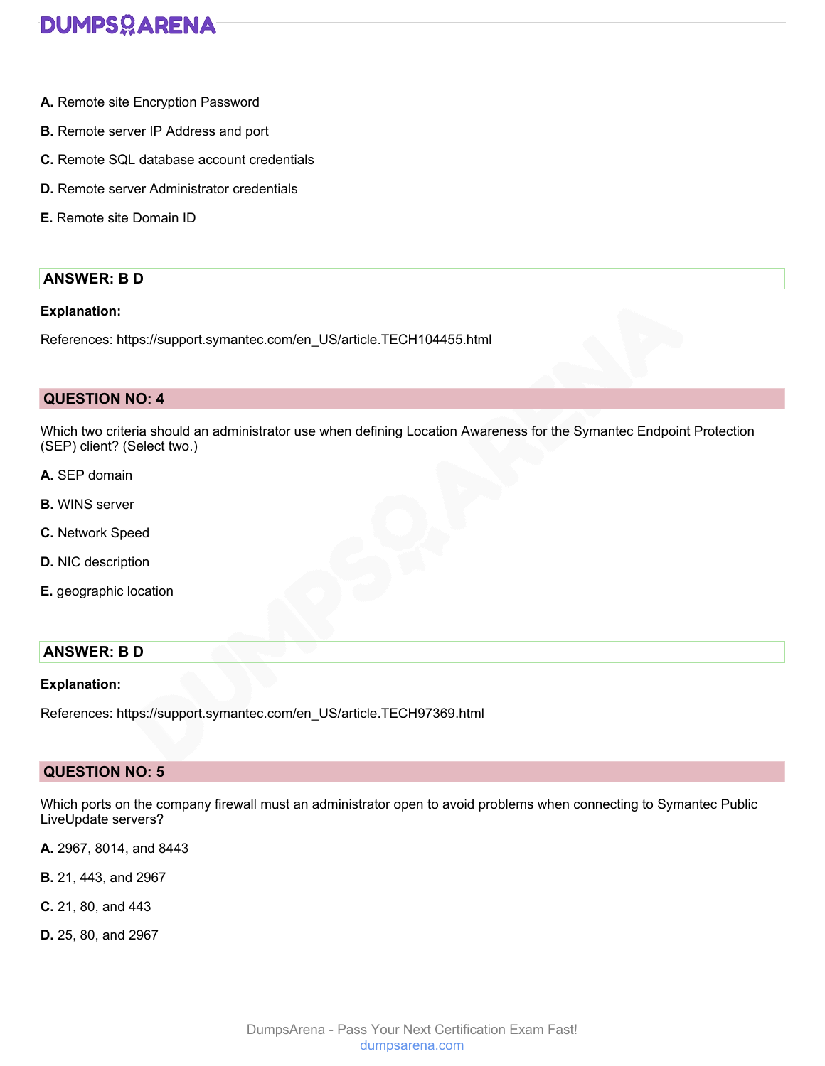**A.** Remote site Encryption Password

**B.** Remote server IP Address and port

**C.** Remote SQL database account credentials

**D.** Remote server Administrator credentials

**E.** Remote site Domain ID

**ANSWER: B D**

**Explanation:**

References: https://support.symantec.com/en_US/article.TECH104455.html

## QUESTION NO: 4

Which two criteria should an administrator use when defining Location Awareness for the Symantec Endpoint Protection (SEP) client? (Select two.)

**A.** SEP domain

**B.** WINS server

**C.** Network Speed

**D.** NIC description

**E.** geographic location

**ANSWER: B D**

**Explanation:**

References: https://support.symantec.com/en_US/article.TECH97369.html

## QUESTION NO: 5

Which ports on the company firewall must an administrator open to avoid problems when connecting to Symantec Public LiveUpdate servers?

**A.** 2967, 8014, and 8443

**B.** 21, 443, and 2967

**C.** 21, 80, and 443

**D.** 25, 80, and 2967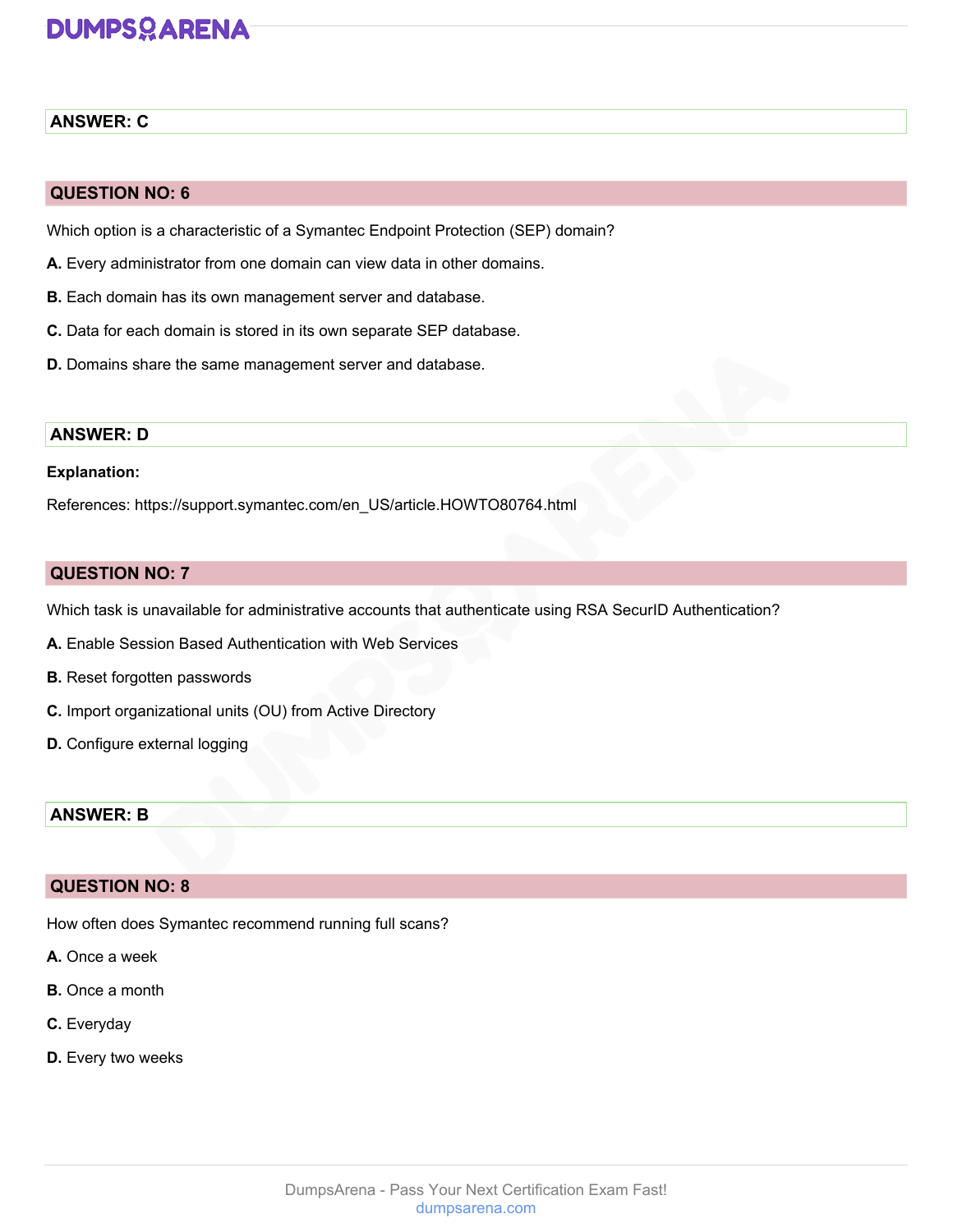**ANSWER: C**

## QUESTION NO: 6

Which option is a characteristic of a Symantec Endpoint Protection (SEP) domain?

**A.** Every administrator from one domain can view data in other domains.

**B.** Each domain has its own management server and database.

**C.** Data for each domain is stored in its own separate SEP database.

**D.** Domains share the same management server and database.

**ANSWER: D**

**Explanation:**

References: https://support.symantec.com/en_US/article.HOWTO80764.html

## QUESTION NO: 7

Which task is unavailable for administrative accounts that authenticate using RSA SecurID Authentication?

**A.** Enable Session Based Authentication with Web Services

**B.** Reset forgotten passwords

**C.** Import organizational units (OU) from Active Directory

**D.** Configure external logging

**ANSWER: B**

## QUESTION NO: 8

How often does Symantec recommend running full scans?

**A.** Once a week

**B.** Once a month

**C.** Everyday

**D.** Every two weeks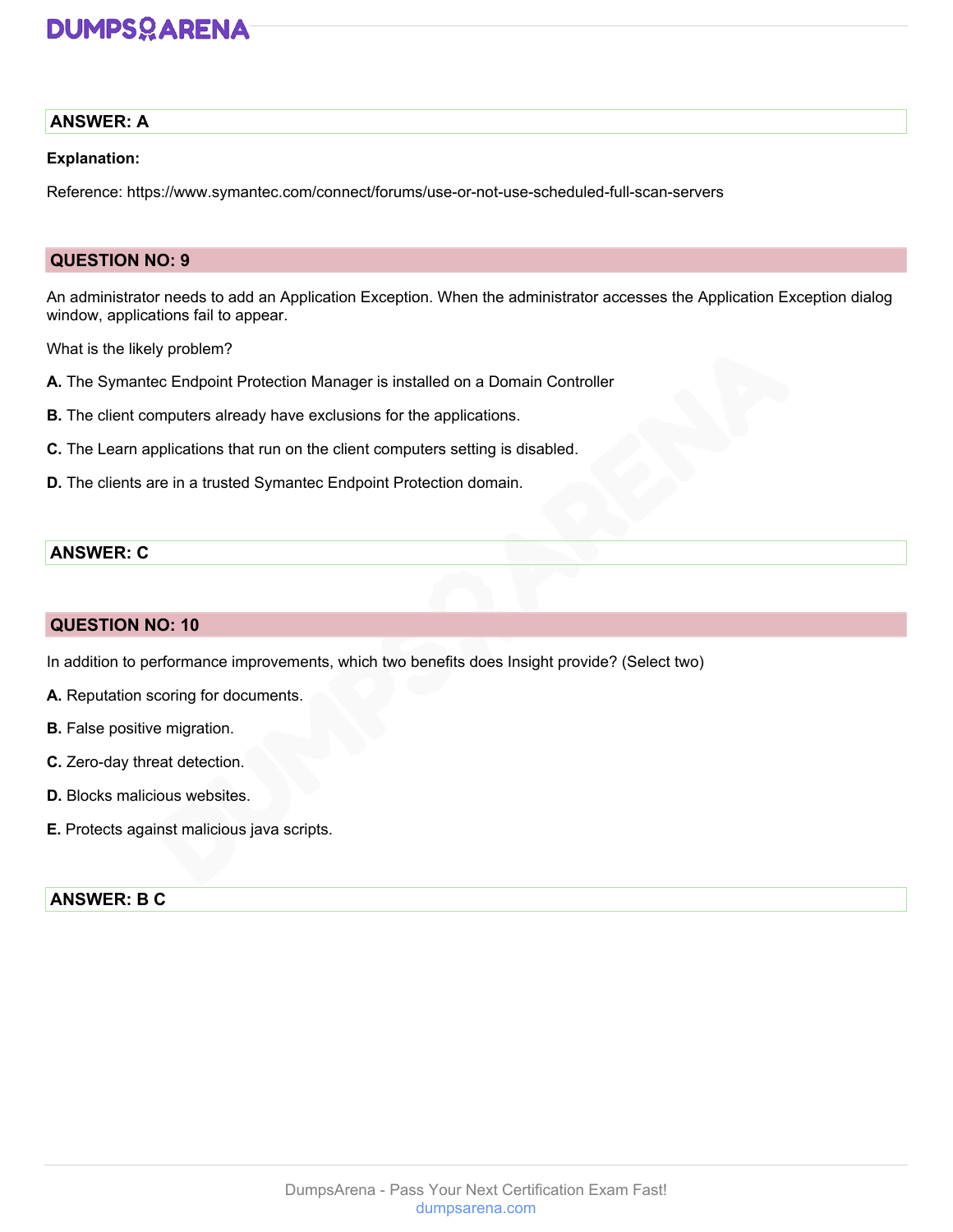**ANSWER: A**

**Explanation:**

Reference: https://www.symantec.com/connect/forums/use-or-not-use-scheduled-full-scan-servers

## QUESTION NO: 9

An administrator needs to add an Application Exception. When the administrator accesses the Application Exception dialog window, applications fail to appear.

What is the likely problem?

**A.** The Symantec Endpoint Protection Manager is installed on a Domain Controller

**B.** The client computers already have exclusions for the applications.

**C.** The Learn applications that run on the client computers setting is disabled.

**D.** The clients are in a trusted Symantec Endpoint Protection domain.

**ANSWER: C**

## QUESTION NO: 10

In addition to performance improvements, which two benefits does Insight provide? (Select two)

**A.** Reputation scoring for documents.

**B.** False positive migration.

**C.** Zero-day threat detection.

**D.** Blocks malicious websites.

**E.** Protects against malicious java scripts.

**ANSWER: B C**